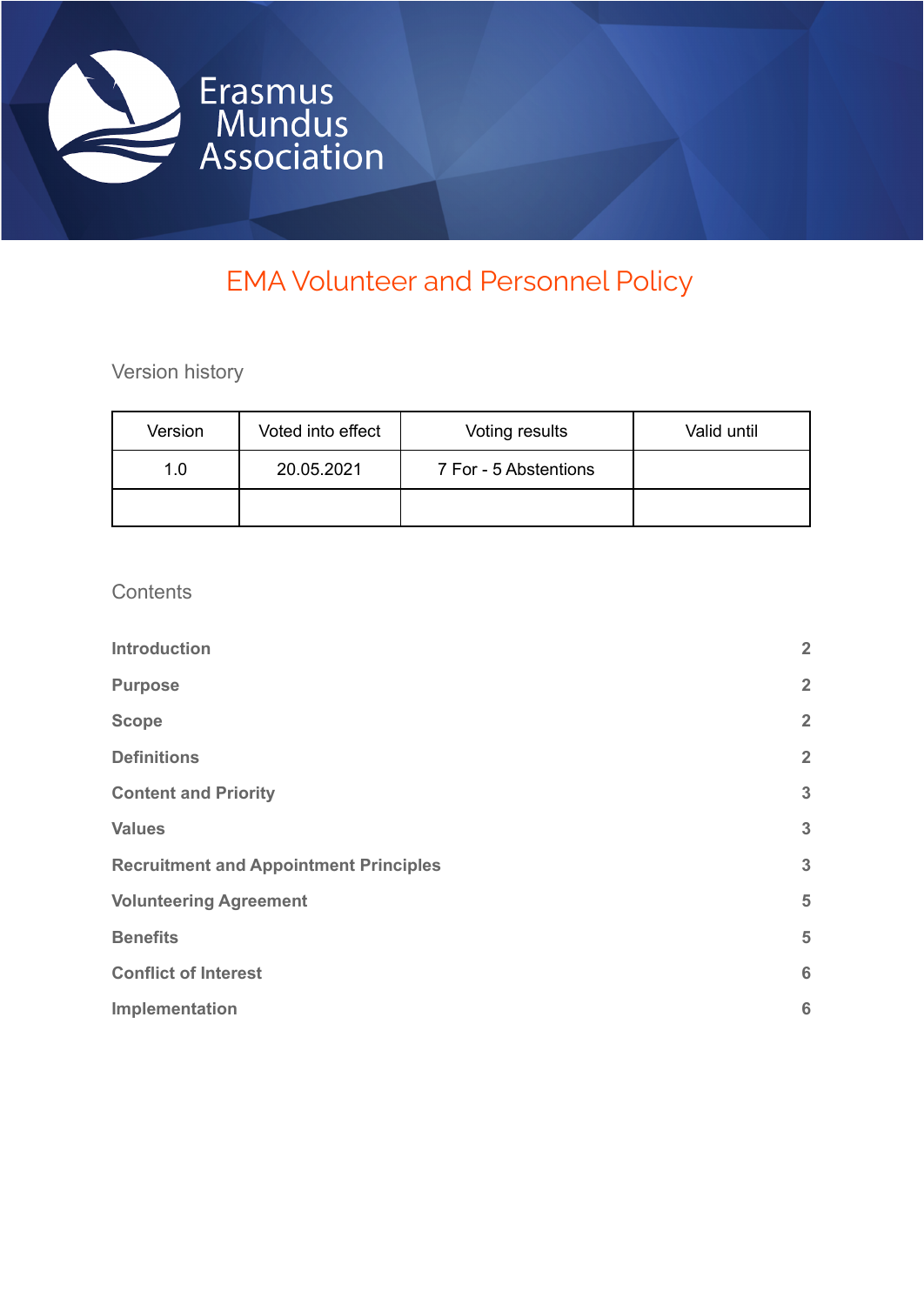Erasmus Mundus Association

# EMA Volunteer and Personnel Policy

## Version history

| Version | Voted into effect | Voting results | Valid until |
| --- | --- | --- | --- |
| 1.0 | 20.05.2021 | 7 For - 5 Abstentions | |
| | | | |

## Contents

| | |
| --- | --- |
| **Introduction** | **2** |
| **Purpose** | **2** |
| **Scope** | **2** |
| **Definitions** | **2** |
| **Content and Priority** | **3** |
| **Values** | **3** |
| **Recruitment and Appointment Principles** | **3** |
| **Volunteering Agreement** | **5** |
| **Benefits** | **5** |
| **Conflict of Interest** | **6** |
| **Implementation** | **6** |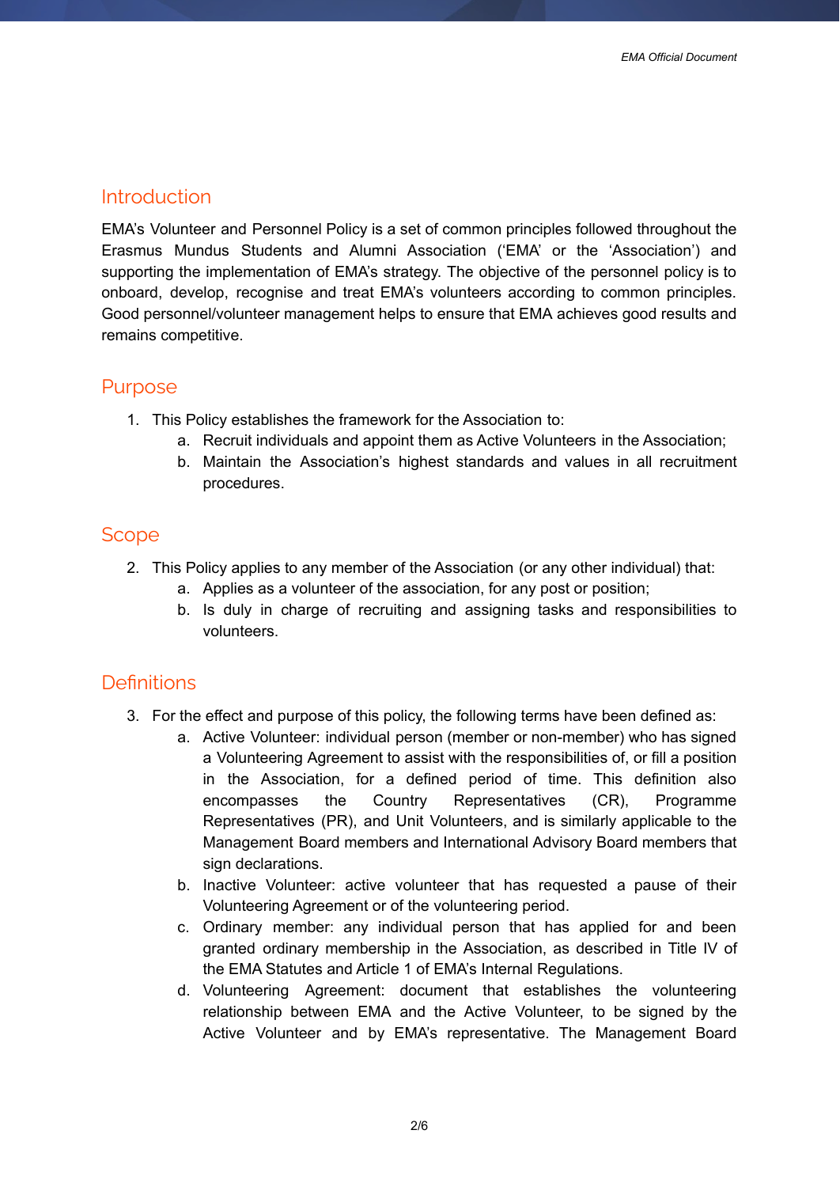## Introduction

EMA's Volunteer and Personnel Policy is a set of common principles followed throughout the Erasmus Mundus Students and Alumni Association ('EMA' or the 'Association') and supporting the implementation of EMA's strategy. The objective of the personnel policy is to onboard, develop, recognise and treat EMA's volunteers according to common principles. Good personnel/volunteer management helps to ensure that EMA achieves good results and remains competitive.

## Purpose

1. This Policy establishes the framework for the Association to:
    a. Recruit individuals and appoint them as Active Volunteers in the Association;
    b. Maintain the Association's highest standards and values in all recruitment procedures.

## Scope

2. This Policy applies to any member of the Association (or any other individual) that:
    a. Applies as a volunteer of the association, for any post or position;
    b. Is duly in charge of recruiting and assigning tasks and responsibilities to volunteers.

## Definitions

3. For the effect and purpose of this policy, the following terms have been defined as:
    a. Active Volunteer: individual person (member or non-member) who has signed a Volunteering Agreement to assist with the responsibilities of, or fill a position in the Association, for a defined period of time. This definition also encompasses the Country Representatives (CR), Programme Representatives (PR), and Unit Volunteers, and is similarly applicable to the Management Board members and International Advisory Board members that sign declarations.
    b. Inactive Volunteer: active volunteer that has requested a pause of their Volunteering Agreement or of the volunteering period.
    c. Ordinary member: any individual person that has applied for and been granted ordinary membership in the Association, as described in Title IV of the EMA Statutes and Article 1 of EMA's Internal Regulations.
    d. Volunteering Agreement: document that establishes the volunteering relationship between EMA and the Active Volunteer, to be signed by the Active Volunteer and by EMA's representative. The Management Board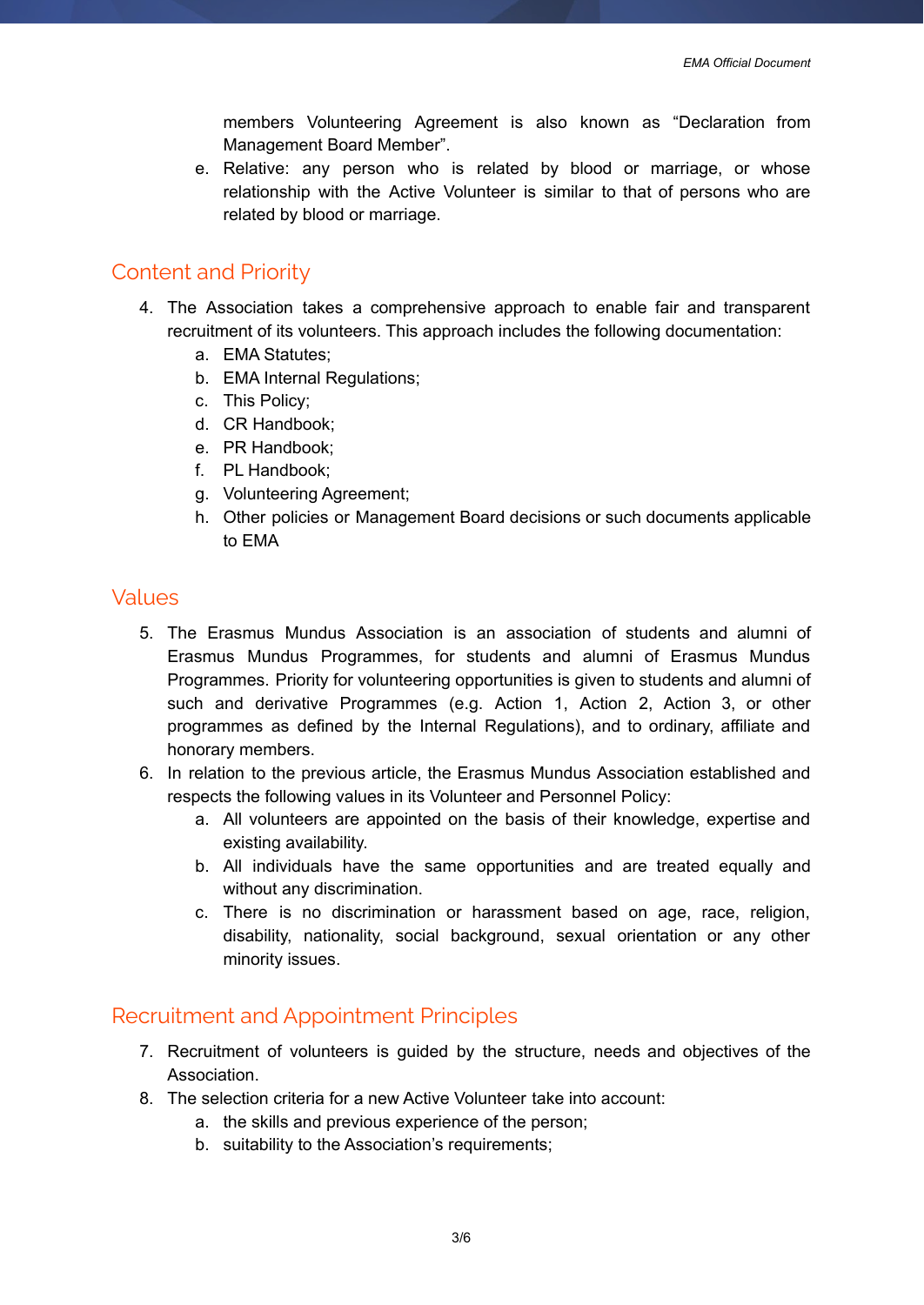members Volunteering Agreement is also known as “Declaration from Management Board Member”.

e. Relative: any person who is related by blood or marriage, or whose relationship with the Active Volunteer is similar to that of persons who are related by blood or marriage.

## Content and Priority

4. The Association takes a comprehensive approach to enable fair and transparent recruitment of its volunteers. This approach includes the following documentation:
    a. EMA Statutes;
    b. EMA Internal Regulations;
    c. This Policy;
    d. CR Handbook;
    e. PR Handbook;
    f. PL Handbook;
    g. Volunteering Agreement;
    h. Other policies or Management Board decisions or such documents applicable to EMA

## Values

5. The Erasmus Mundus Association is an association of students and alumni of Erasmus Mundus Programmes, for students and alumni of Erasmus Mundus Programmes. Priority for volunteering opportunities is given to students and alumni of such and derivative Programmes (e.g. Action 1, Action 2, Action 3, or other programmes as defined by the Internal Regulations), and to ordinary, affiliate and honorary members.
6. In relation to the previous article, the Erasmus Mundus Association established and respects the following values in its Volunteer and Personnel Policy:
    a. All volunteers are appointed on the basis of their knowledge, expertise and existing availability.
    b. All individuals have the same opportunities and are treated equally and without any discrimination.
    c. There is no discrimination or harassment based on age, race, religion, disability, nationality, social background, sexual orientation or any other minority issues.

## Recruitment and Appointment Principles

7. Recruitment of volunteers is guided by the structure, needs and objectives of the Association.
8. The selection criteria for a new Active Volunteer take into account:
    a. the skills and previous experience of the person;
    b. suitability to the Association’s requirements;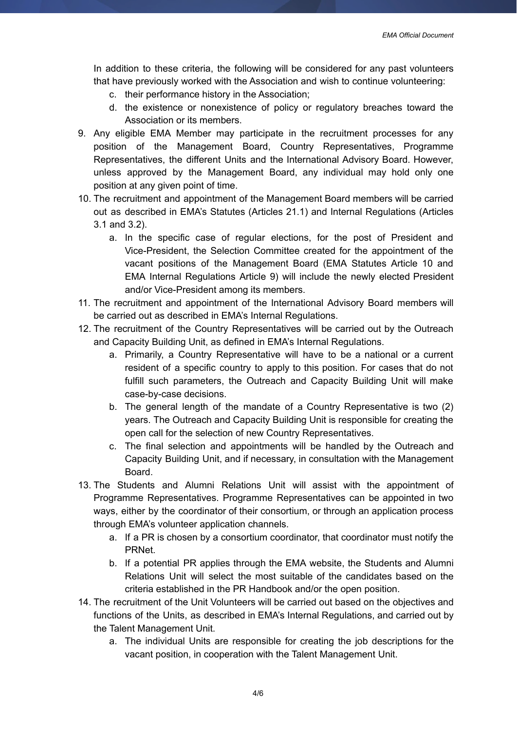In addition to these criteria, the following will be considered for any past volunteers that have previously worked with the Association and wish to continue volunteering:

   c. their performance history in the Association;
   d. the existence or nonexistence of policy or regulatory breaches toward the Association or its members.

9. Any eligible EMA Member may participate in the recruitment processes for any position of the Management Board, Country Representatives, Programme Representatives, the different Units and the International Advisory Board. However, unless approved by the Management Board, any individual may hold only one position at any given point of time.
10. The recruitment and appointment of the Management Board members will be carried out as described in EMA's Statutes (Articles 21.1) and Internal Regulations (Articles 3.1 and 3.2).
    a. In the specific case of regular elections, for the post of President and Vice-President, the Selection Committee created for the appointment of the vacant positions of the Management Board (EMA Statutes Article 10 and EMA Internal Regulations Article 9) will include the newly elected President and/or Vice-President among its members.
11. The recruitment and appointment of the International Advisory Board members will be carried out as described in EMA's Internal Regulations.
12. The recruitment of the Country Representatives will be carried out by the Outreach and Capacity Building Unit, as defined in EMA's Internal Regulations.
    a. Primarily, a Country Representative will have to be a national or a current resident of a specific country to apply to this position. For cases that do not fulfill such parameters, the Outreach and Capacity Building Unit will make case-by-case decisions.
    b. The general length of the mandate of a Country Representative is two (2) years. The Outreach and Capacity Building Unit is responsible for creating the open call for the selection of new Country Representatives.
    c. The final selection and appointments will be handled by the Outreach and Capacity Building Unit, and if necessary, in consultation with the Management Board.
13. The Students and Alumni Relations Unit will assist with the appointment of Programme Representatives. Programme Representatives can be appointed in two ways, either by the coordinator of their consortium, or through an application process through EMA's volunteer application channels.
    a. If a PR is chosen by a consortium coordinator, that coordinator must notify the PRNet.
    b. If a potential PR applies through the EMA website, the Students and Alumni Relations Unit will select the most suitable of the candidates based on the criteria established in the PR Handbook and/or the open position.
14. The recruitment of the Unit Volunteers will be carried out based on the objectives and functions of the Units, as described in EMA's Internal Regulations, and carried out by the Talent Management Unit.
    a. The individual Units are responsible for creating the job descriptions for the vacant position, in cooperation with the Talent Management Unit.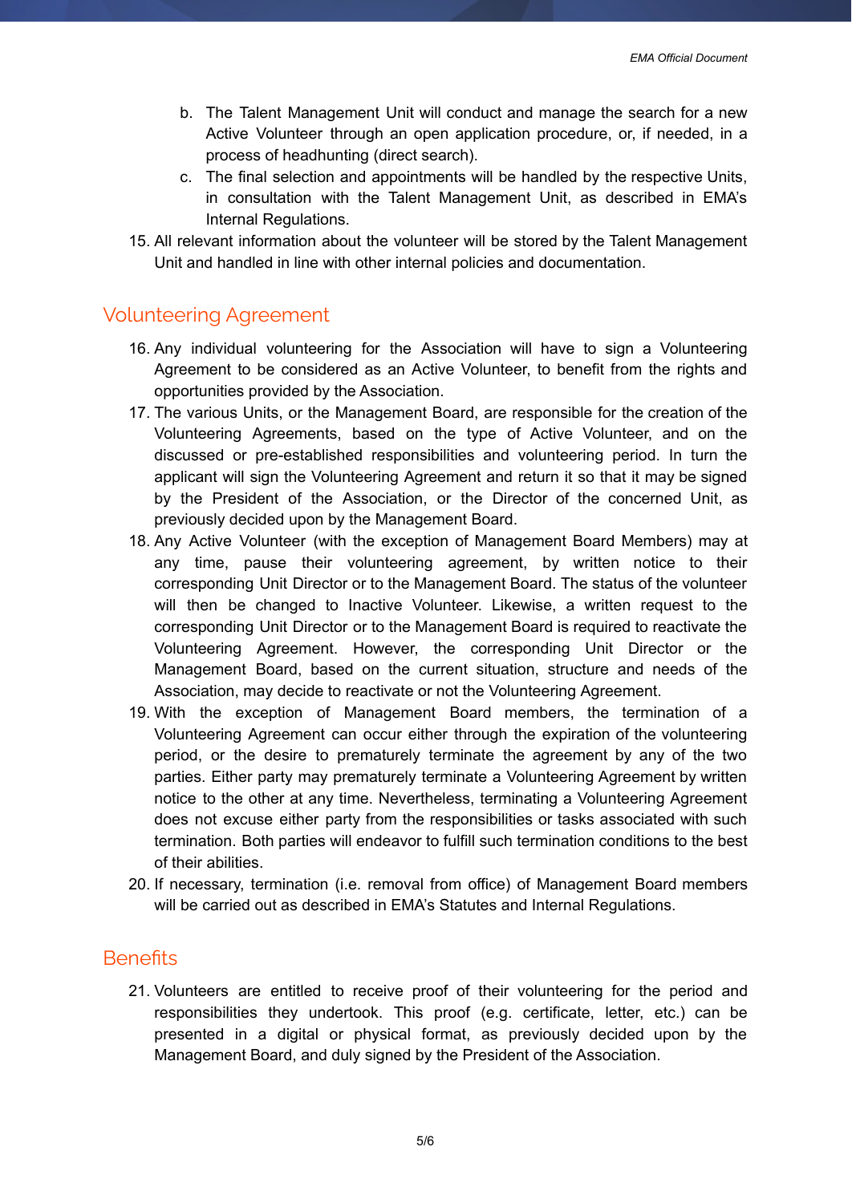b. The Talent Management Unit will conduct and manage the search for a new Active Volunteer through an open application procedure, or, if needed, in a process of headhunting (direct search).
   c. The final selection and appointments will be handled by the respective Units, in consultation with the Talent Management Unit, as described in EMA's Internal Regulations.

15. All relevant information about the volunteer will be stored by the Talent Management Unit and handled in line with other internal policies and documentation.

## Volunteering Agreement

16. Any individual volunteering for the Association will have to sign a Volunteering Agreement to be considered as an Active Volunteer, to benefit from the rights and opportunities provided by the Association.
17. The various Units, or the Management Board, are responsible for the creation of the Volunteering Agreements, based on the type of Active Volunteer, and on the discussed or pre-established responsibilities and volunteering period. In turn the applicant will sign the Volunteering Agreement and return it so that it may be signed by the President of the Association, or the Director of the concerned Unit, as previously decided upon by the Management Board.
18. Any Active Volunteer (with the exception of Management Board Members) may at any time, pause their volunteering agreement, by written notice to their corresponding Unit Director or to the Management Board. The status of the volunteer will then be changed to Inactive Volunteer. Likewise, a written request to the corresponding Unit Director or to the Management Board is required to reactivate the Volunteering Agreement. However, the corresponding Unit Director or the Management Board, based on the current situation, structure and needs of the Association, may decide to reactivate or not the Volunteering Agreement.
19. With the exception of Management Board members, the termination of a Volunteering Agreement can occur either through the expiration of the volunteering period, or the desire to prematurely terminate the agreement by any of the two parties. Either party may prematurely terminate a Volunteering Agreement by written notice to the other at any time. Nevertheless, terminating a Volunteering Agreement does not excuse either party from the responsibilities or tasks associated with such termination. Both parties will endeavor to fulfill such termination conditions to the best of their abilities.
20. If necessary, termination (i.e. removal from office) of Management Board members will be carried out as described in EMA's Statutes and Internal Regulations.

## Benefits

21. Volunteers are entitled to receive proof of their volunteering for the period and responsibilities they undertook. This proof (e.g. certificate, letter, etc.) can be presented in a digital or physical format, as previously decided upon by the Management Board, and duly signed by the President of the Association.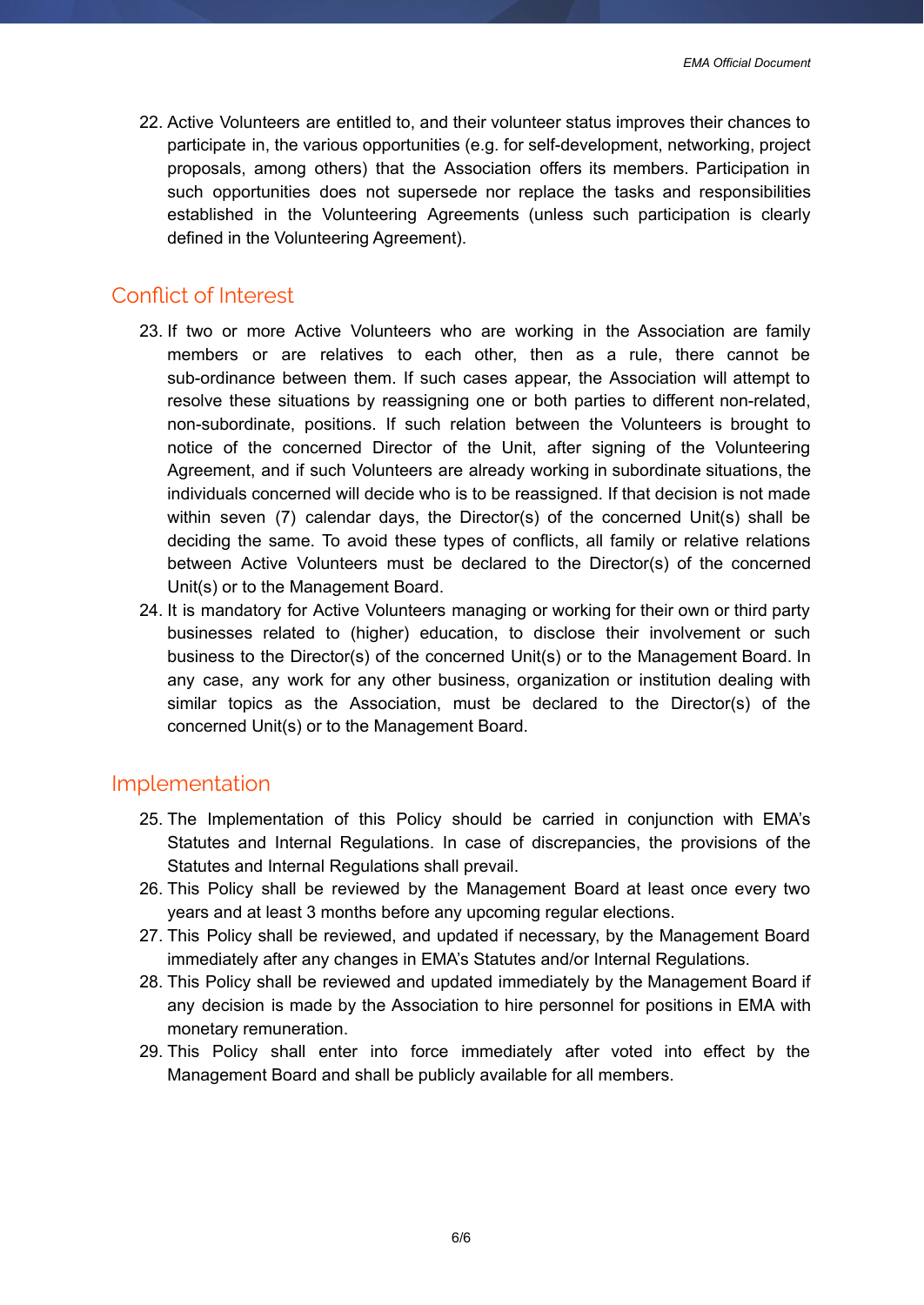22. Active Volunteers are entitled to, and their volunteer status improves their chances to participate in, the various opportunities (e.g. for self-development, networking, project proposals, among others) that the Association offers its members. Participation in such opportunities does not supersede nor replace the tasks and responsibilities established in the Volunteering Agreements (unless such participation is clearly defined in the Volunteering Agreement).

## Conflict of Interest

23. If two or more Active Volunteers who are working in the Association are family members or are relatives to each other, then as a rule, there cannot be sub-ordinance between them. If such cases appear, the Association will attempt to resolve these situations by reassigning one or both parties to different non-related, non-subordinate, positions. If such relation between the Volunteers is brought to notice of the concerned Director of the Unit, after signing of the Volunteering Agreement, and if such Volunteers are already working in subordinate situations, the individuals concerned will decide who is to be reassigned. If that decision is not made within seven (7) calendar days, the Director(s) of the concerned Unit(s) shall be deciding the same. To avoid these types of conflicts, all family or relative relations between Active Volunteers must be declared to the Director(s) of the concerned Unit(s) or to the Management Board.
24. It is mandatory for Active Volunteers managing or working for their own or third party businesses related to (higher) education, to disclose their involvement or such business to the Director(s) of the concerned Unit(s) or to the Management Board. In any case, any work for any other business, organization or institution dealing with similar topics as the Association, must be declared to the Director(s) of the concerned Unit(s) or to the Management Board.

## Implementation

25. The Implementation of this Policy should be carried in conjunction with EMA's Statutes and Internal Regulations. In case of discrepancies, the provisions of the Statutes and Internal Regulations shall prevail.
26. This Policy shall be reviewed by the Management Board at least once every two years and at least 3 months before any upcoming regular elections.
27. This Policy shall be reviewed, and updated if necessary, by the Management Board immediately after any changes in EMA's Statutes and/or Internal Regulations.
28. This Policy shall be reviewed and updated immediately by the Management Board if any decision is made by the Association to hire personnel for positions in EMA with monetary remuneration.
29. This Policy shall enter into force immediately after voted into effect by the Management Board and shall be publicly available for all members.